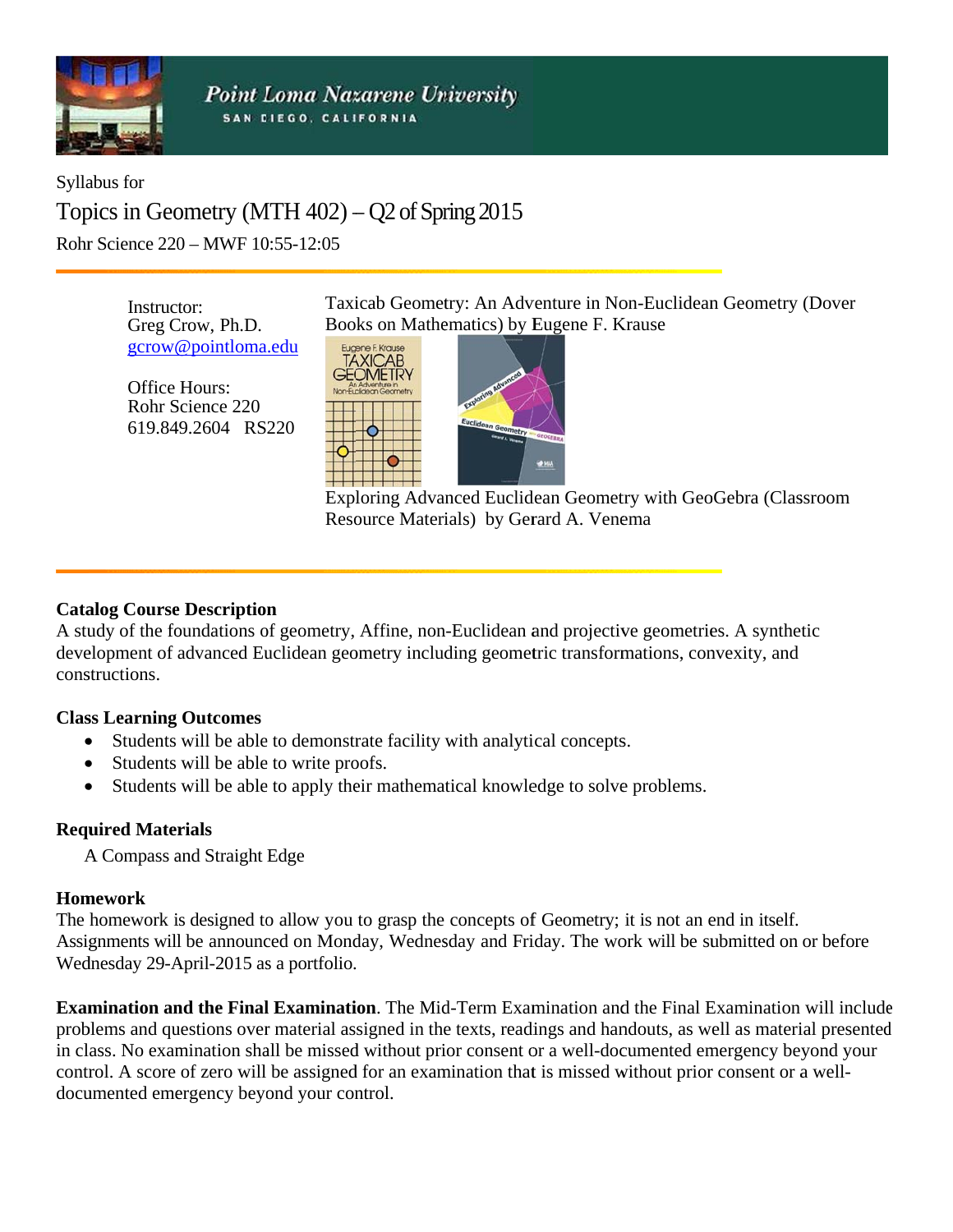Point Loma Nazarene University
SAN DIEGO, CALIFORNIA

Syllabus for

# Topics in Geometry (MTH 402) – Q2 of Spring 2015

Rohr Science 220 – MWF 10:55-12:05

Instructor:
Greg Crow, Ph.D.
gcrow@pointloma.edu

Office Hours:
Rohr Science 220
619.849.2604 RS220

Taxicab Geometry: An Adventure in Non-Euclidean Geometry (Dover Books on Mathematics) by Eugene F. Krause

Exploring Advanced Euclidean Geometry with GeoGebra (Classroom Resource Materials) by Gerard A. Venema

**Catalog Course Description**
A study of the foundations of geometry, Affine, non-Euclidean and projective geometries. A synthetic development of advanced Euclidean geometry including geometric transformations, convexity, and constructions.

**Class Learning Outcomes**

- Students will be able to demonstrate facility with analytical concepts.
- Students will be able to write proofs.
- Students will be able to apply their mathematical knowledge to solve problems.

**Required Materials**

A Compass and Straight Edge

**Homework**
The homework is designed to allow you to grasp the concepts of Geometry; it is not an end in itself. Assignments will be announced on Monday, Wednesday and Friday. The work will be submitted on or before Wednesday 29-April-2015 as a portfolio.

**Examination and the Final Examination**. The Mid-Term Examination and the Final Examination will include problems and questions over material assigned in the texts, readings and handouts, as well as material presented in class. No examination shall be missed without prior consent or a well-documented emergency beyond your control. A score of zero will be assigned for an examination that is missed without prior consent or a well-documented emergency beyond your control.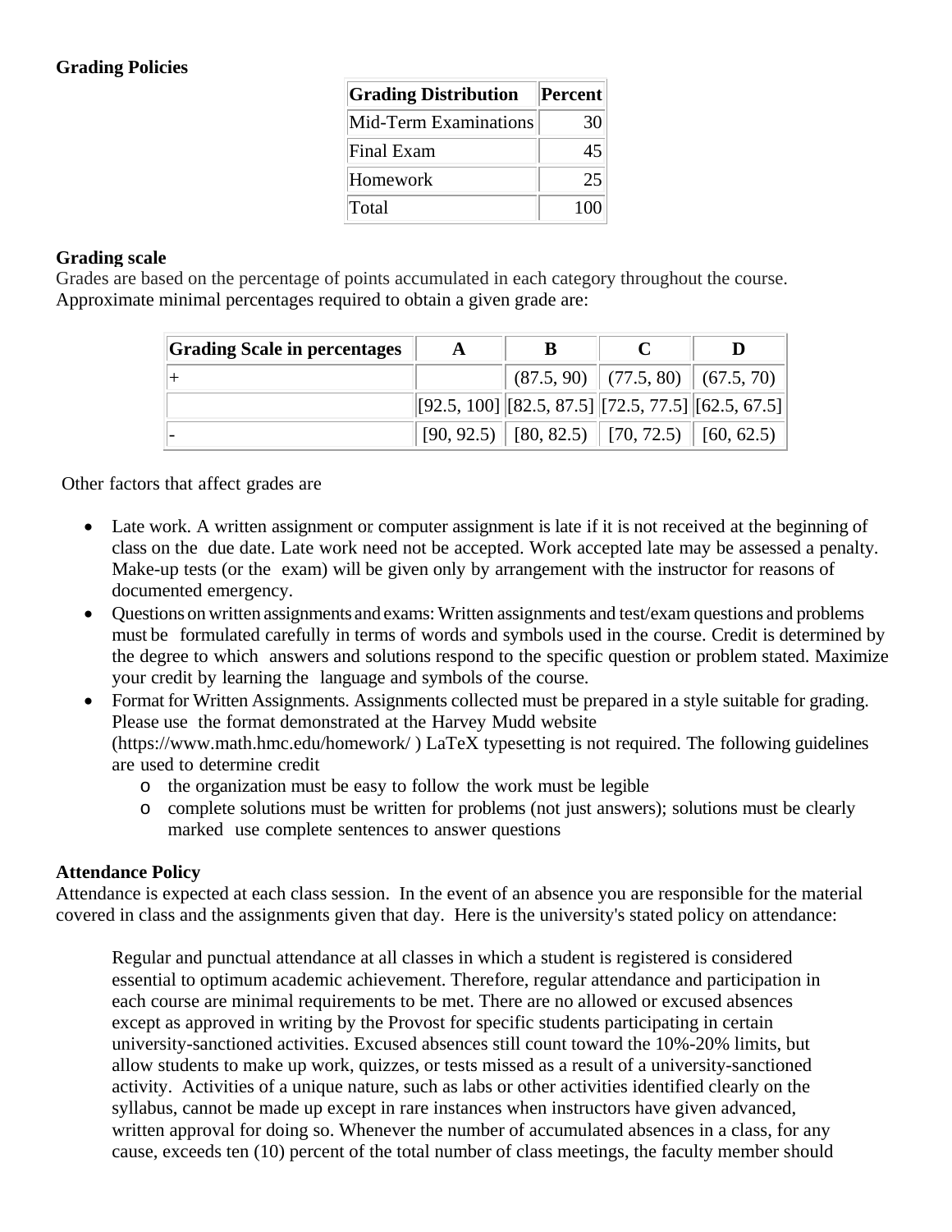**Grading Policies**

| Grading Distribution | Percent |
|---|---|
| Mid-Term Examinations | 30 |
| Final Exam | 45 |
| Homework | 25 |
| Total | 100 |

**Grading scale**

Grades are based on the percentage of points accumulated in each category throughout the course. Approximate minimal percentages required to obtain a given grade are:

| Grading Scale in percentages | A | B | C | D |
|---|---|---|---|---|
| + | | (87.5, 90) | (77.5, 80) | (67.5, 70) |
| | [92.5, 100] | [82.5, 87.5] | [72.5, 77.5] | [62.5, 67.5] |
| - | [90, 92.5) | [80, 82.5) | [70, 72.5) | [60, 62.5) |

Other factors that affect grades are

- Late work. A written assignment or computer assignment is late if it is not received at the beginning of class on the due date. Late work need not be accepted. Work accepted late may be assessed a penalty. Make-up tests (or the exam) will be given only by arrangement with the instructor for reasons of documented emergency.
- Questions on written assignments and exams: Written assignments and test/exam questions and problems must be formulated carefully in terms of words and symbols used in the course. Credit is determined by the degree to which answers and solutions respond to the specific question or problem stated. Maximize your credit by learning the language and symbols of the course.
- Format for Written Assignments. Assignments collected must be prepared in a style suitable for grading. Please use the format demonstrated at the Harvey Mudd website (https://www.math.hmc.edu/homework/ ) LaTeX typesetting is not required. The following guidelines are used to determine credit
  - the organization must be easy to follow the work must be legible
  - complete solutions must be written for problems (not just answers); solutions must be clearly marked use complete sentences to answer questions

**Attendance Policy**

Attendance is expected at each class session. In the event of an absence you are responsible for the material covered in class and the assignments given that day. Here is the university's stated policy on attendance:

> Regular and punctual attendance at all classes in which a student is registered is considered essential to optimum academic achievement. Therefore, regular attendance and participation in each course are minimal requirements to be met. There are no allowed or excused absences except as approved in writing by the Provost for specific students participating in certain university-sanctioned activities. Excused absences still count toward the 10%-20% limits, but allow students to make up work, quizzes, or tests missed as a result of a university-sanctioned activity. Activities of a unique nature, such as labs or other activities identified clearly on the syllabus, cannot be made up except in rare instances when instructors have given advanced, written approval for doing so. Whenever the number of accumulated absences in a class, for any cause, exceeds ten (10) percent of the total number of class meetings, the faculty member should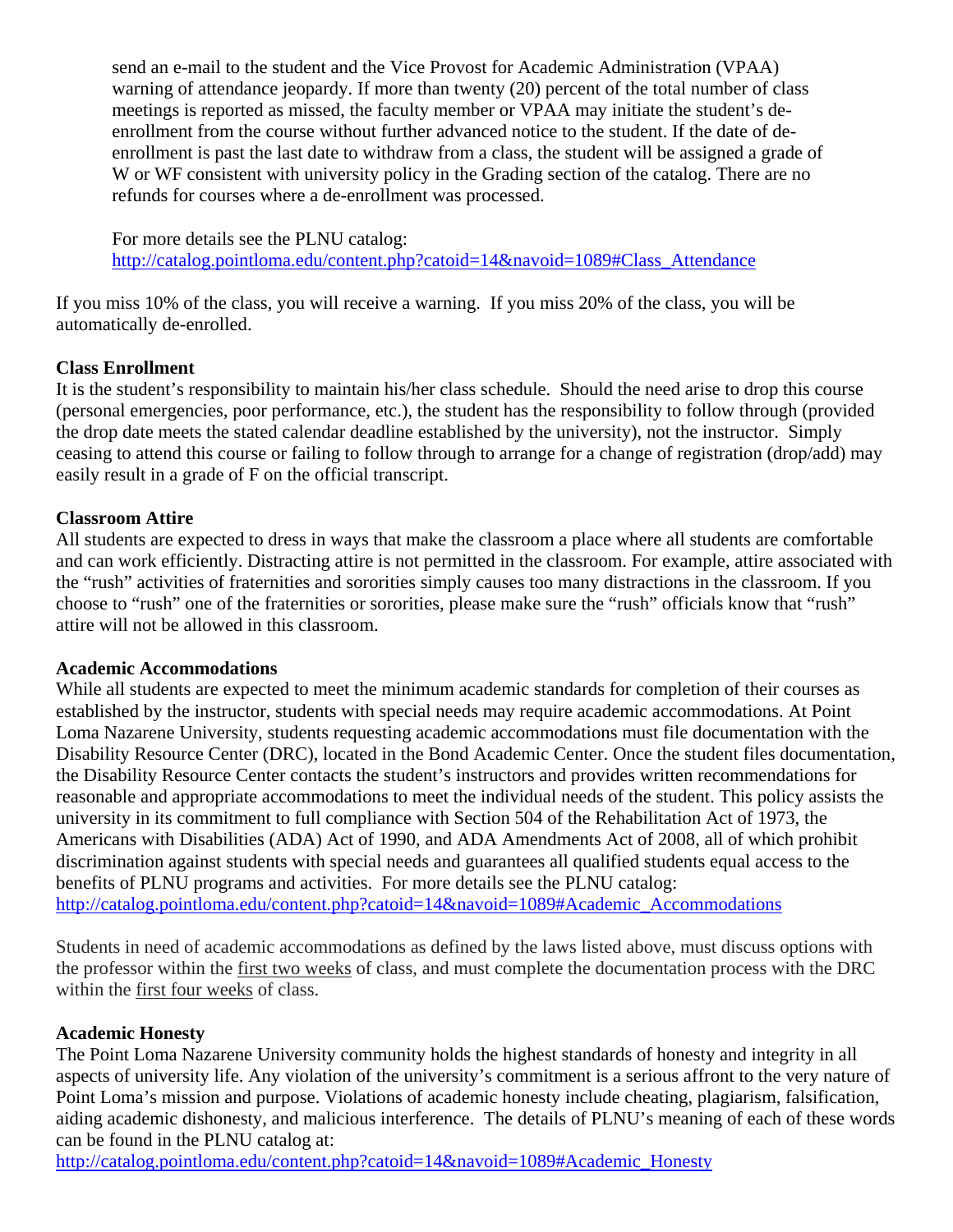send an e-mail to the student and the Vice Provost for Academic Administration (VPAA) warning of attendance jeopardy. If more than twenty (20) percent of the total number of class meetings is reported as missed, the faculty member or VPAA may initiate the student's de-enrollment from the course without further advanced notice to the student. If the date of de-enrollment is past the last date to withdraw from a class, the student will be assigned a grade of W or WF consistent with university policy in the Grading section of the catalog. There are no refunds for courses where a de-enrollment was processed.

For more details see the PLNU catalog: http://catalog.pointloma.edu/content.php?catoid=14&navoid=1089#Class_Attendance

If you miss 10% of the class, you will receive a warning. If you miss 20% of the class, you will be automatically de-enrolled.

**Class Enrollment**
It is the student's responsibility to maintain his/her class schedule. Should the need arise to drop this course (personal emergencies, poor performance, etc.), the student has the responsibility to follow through (provided the drop date meets the stated calendar deadline established by the university), not the instructor. Simply ceasing to attend this course or failing to follow through to arrange for a change of registration (drop/add) may easily result in a grade of F on the official transcript.

**Classroom Attire**
All students are expected to dress in ways that make the classroom a place where all students are comfortable and can work efficiently. Distracting attire is not permitted in the classroom. For example, attire associated with the "rush" activities of fraternities and sororities simply causes too many distractions in the classroom. If you choose to "rush" one of the fraternities or sororities, please make sure the "rush" officials know that "rush" attire will not be allowed in this classroom.

**Academic Accommodations**
While all students are expected to meet the minimum academic standards for completion of their courses as established by the instructor, students with special needs may require academic accommodations. At Point Loma Nazarene University, students requesting academic accommodations must file documentation with the Disability Resource Center (DRC), located in the Bond Academic Center. Once the student files documentation, the Disability Resource Center contacts the student's instructors and provides written recommendations for reasonable and appropriate accommodations to meet the individual needs of the student. This policy assists the university in its commitment to full compliance with Section 504 of the Rehabilitation Act of 1973, the Americans with Disabilities (ADA) Act of 1990, and ADA Amendments Act of 2008, all of which prohibit discrimination against students with special needs and guarantees all qualified students equal access to the benefits of PLNU programs and activities. For more details see the PLNU catalog: http://catalog.pointloma.edu/content.php?catoid=14&navoid=1089#Academic_Accommodations

Students in need of academic accommodations as defined by the laws listed above, must discuss options with the professor within the first two weeks of class, and must complete the documentation process with the DRC within the first four weeks of class.

**Academic Honesty**
The Point Loma Nazarene University community holds the highest standards of honesty and integrity in all aspects of university life. Any violation of the university's commitment is a serious affront to the very nature of Point Loma's mission and purpose. Violations of academic honesty include cheating, plagiarism, falsification, aiding academic dishonesty, and malicious interference. The details of PLNU's meaning of each of these words can be found in the PLNU catalog at:
http://catalog.pointloma.edu/content.php?catoid=14&navoid=1089#Academic_Honesty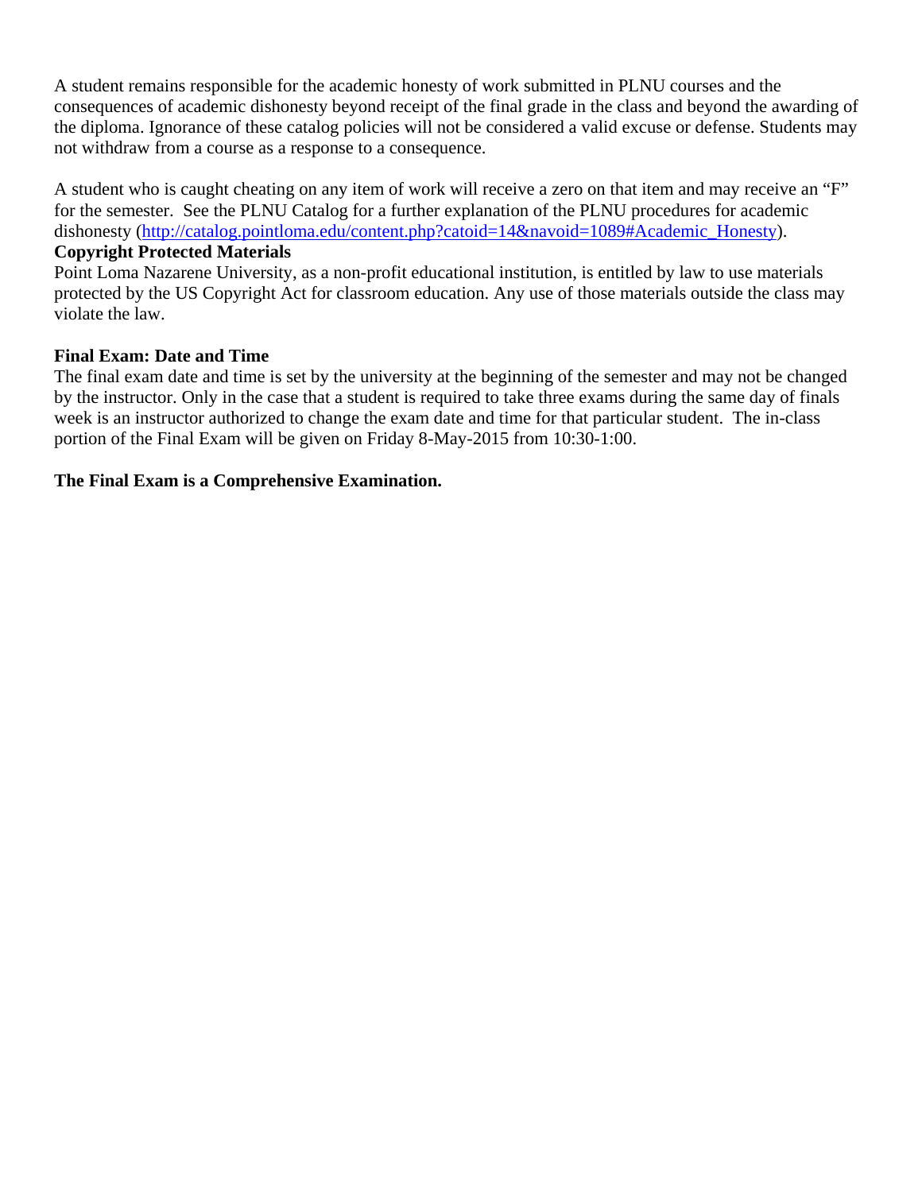A student remains responsible for the academic honesty of work submitted in PLNU courses and the consequences of academic dishonesty beyond receipt of the final grade in the class and beyond the awarding of the diploma. Ignorance of these catalog policies will not be considered a valid excuse or defense. Students may not withdraw from a course as a response to a consequence.

A student who is caught cheating on any item of work will receive a zero on that item and may receive an "F" for the semester. See the PLNU Catalog for a further explanation of the PLNU procedures for academic dishonesty (http://catalog.pointloma.edu/content.php?catoid=14&navoid=1089#Academic_Honesty).

**Copyright Protected Materials**

Point Loma Nazarene University, as a non-profit educational institution, is entitled by law to use materials protected by the US Copyright Act for classroom education. Any use of those materials outside the class may violate the law.

**Final Exam: Date and Time**

The final exam date and time is set by the university at the beginning of the semester and may not be changed by the instructor. Only in the case that a student is required to take three exams during the same day of finals week is an instructor authorized to change the exam date and time for that particular student. The in-class portion of the Final Exam will be given on Friday 8-May-2015 from 10:30-1:00.

**The Final Exam is a Comprehensive Examination.**